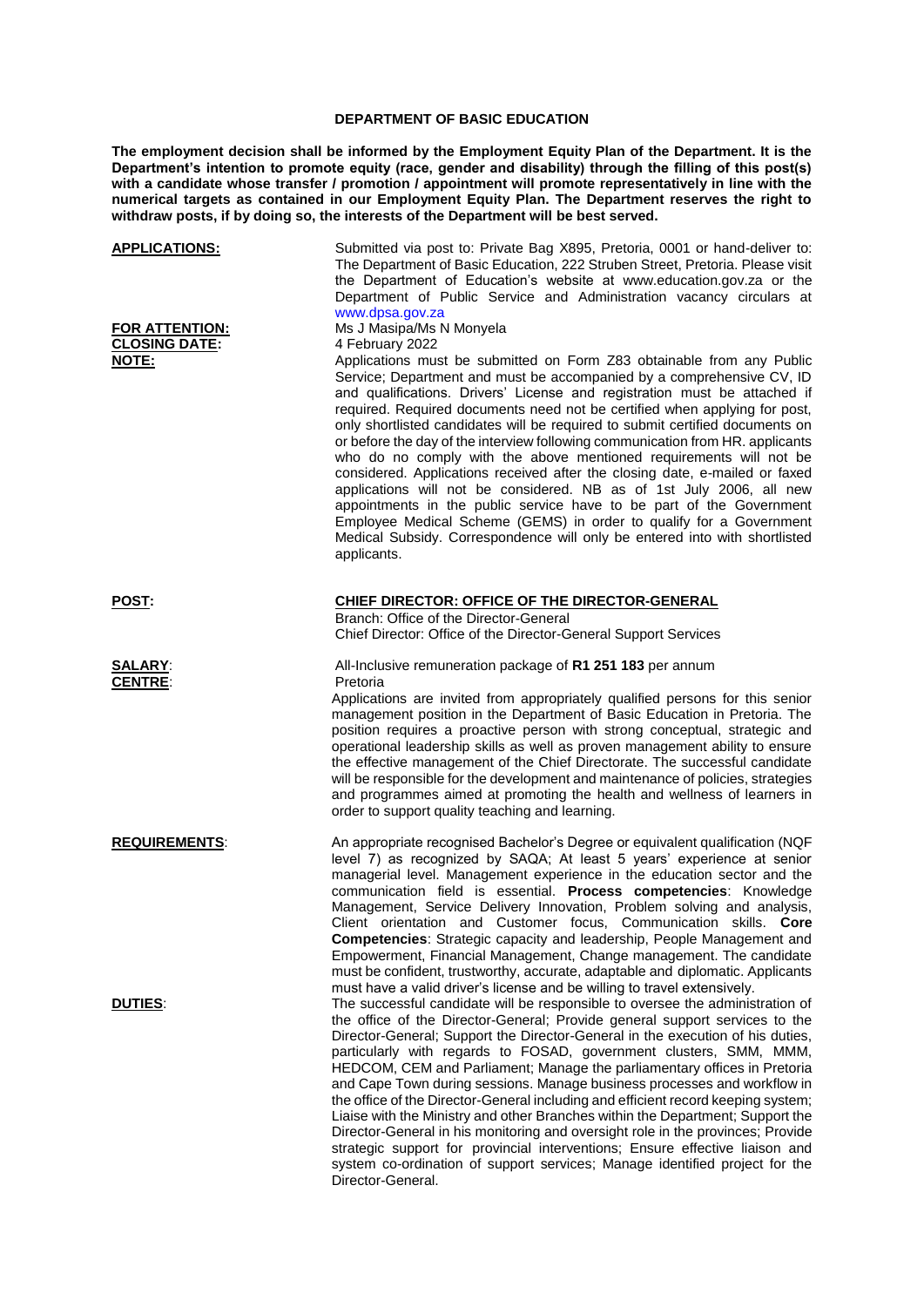**DEPARTMENT OF BASIC EDUCATION**

**The employment decision shall be informed by the Employment Equity Plan of the Department. It is the Department's intention to promote equity (race, gender and disability) through the filling of this post(s) with a candidate whose transfer / promotion / appointment will promote representatively in line with the numerical targets as contained in our Employment Equity Plan. The Department reserves the right to withdraw posts, if by doing so, the interests of the Department will be best served.**

**APPLICATIONS:** Submitted via post to: Private Bag X895, Pretoria, 0001 or hand-deliver to: The Department of Basic Education, 222 Struben Street, Pretoria. Please visit the Department of Education's website at www.education.gov.za or the Department of Public Service and Administration vacancy circulars at www.dpsa.gov.za

**FOR ATTENTION:** Ms J Masipa/Ms N Monyela

**CLOSING DATE:** 4 February 2022

**NOTE:** Applications must be submitted on Form Z83 obtainable from any Public Service; Department and must be accompanied by a comprehensive CV, ID and qualifications. Drivers' License and registration must be attached if required. Required documents need not be certified when applying for post, only shortlisted candidates will be required to submit certified documents on or before the day of the interview following communication from HR. applicants who do no comply with the above mentioned requirements will not be considered. Applications received after the closing date, e-mailed or faxed applications will not be considered. NB as of 1st July 2006, all new appointments in the public service have to be part of the Government Employee Medical Scheme (GEMS) in order to qualify for a Government Medical Subsidy. Correspondence will only be entered into with shortlisted applicants.

**POST:** **CHIEF DIRECTOR: OFFICE OF THE DIRECTOR-GENERAL**
Branch: Office of the Director-General
Chief Director: Office of the Director-General Support Services

**SALARY:** All-Inclusive remuneration package of **R1 251 183** per annum

**CENTRE:** Pretoria

Applications are invited from appropriately qualified persons for this senior management position in the Department of Basic Education in Pretoria. The position requires a proactive person with strong conceptual, strategic and operational leadership skills as well as proven management ability to ensure the effective management of the Chief Directorate. The successful candidate will be responsible for the development and maintenance of policies, strategies and programmes aimed at promoting the health and wellness of learners in order to support quality teaching and learning.

**REQUIREMENTS:** An appropriate recognised Bachelor's Degree or equivalent qualification (NQF level 7) as recognized by SAQA; At least 5 years' experience at senior managerial level. Management experience in the education sector and the communication field is essential. **Process competencies**: Knowledge Management, Service Delivery Innovation, Problem solving and analysis, Client orientation and Customer focus, Communication skills. **Core Competencies**: Strategic capacity and leadership, People Management and Empowerment, Financial Management, Change management. The candidate must be confident, trustworthy, accurate, adaptable and diplomatic. Applicants must have a valid driver's license and be willing to travel extensively.

**DUTIES:** The successful candidate will be responsible to oversee the administration of the office of the Director-General; Provide general support services to the Director-General; Support the Director-General in the execution of his duties, particularly with regards to FOSAD, government clusters, SMM, MMM, HEDCOM, CEM and Parliament; Manage the parliamentary offices in Pretoria and Cape Town during sessions. Manage business processes and workflow in the office of the Director-General including and efficient record keeping system; Liaise with the Ministry and other Branches within the Department; Support the Director-General in his monitoring and oversight role in the provinces; Provide strategic support for provincial interventions; Ensure effective liaison and system co-ordination of support services; Manage identified project for the Director-General.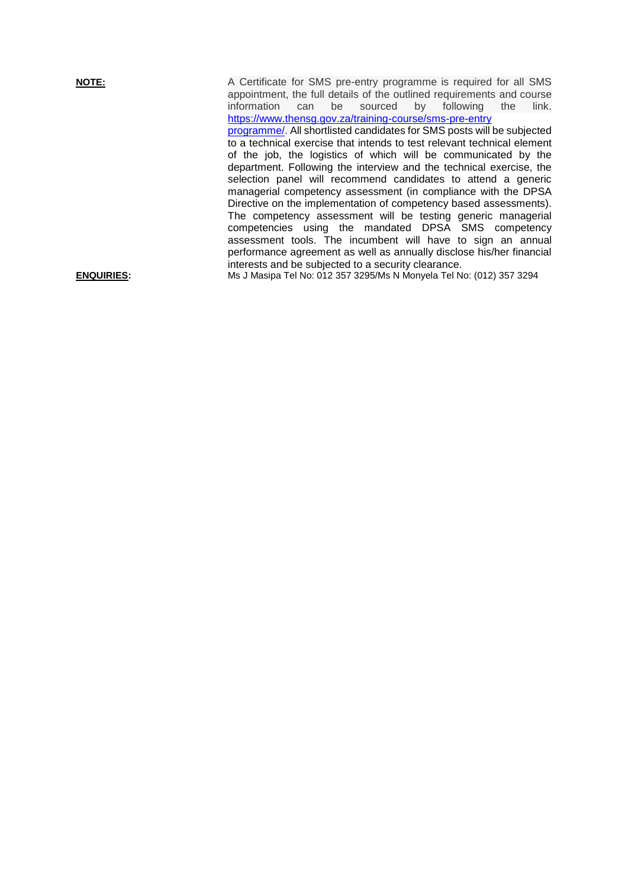**NOTE:** A Certificate for SMS pre-entry programme is required for all SMS appointment, the full details of the outlined requirements and course information can be sourced by following the link. https://www.thensg.gov.za/training-course/sms-pre-entry programme/. All shortlisted candidates for SMS posts will be subjected to a technical exercise that intends to test relevant technical element of the job, the logistics of which will be communicated by the department. Following the interview and the technical exercise, the selection panel will recommend candidates to attend a generic managerial competency assessment (in compliance with the DPSA Directive on the implementation of competency based assessments). The competency assessment will be testing generic managerial competencies using the mandated DPSA SMS competency assessment tools. The incumbent will have to sign an annual performance agreement as well as annually disclose his/her financial interests and be subjected to a security clearance.

**ENQUIRIES:** Ms J Masipa Tel No: 012 357 3295/Ms N Monyela Tel No: (012) 357 3294